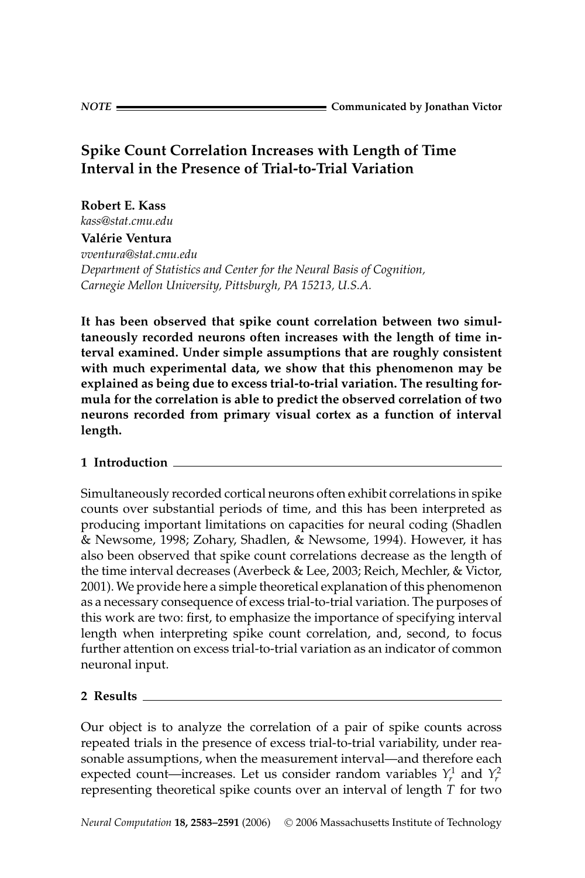NOTE Communicated by Jonathan Victor

# Spike Count Correlation Increases with Length of Time Interval in the Presence of Trial-to-Trial Variation

**Robert E. Kass**
*kass@stat.cmu.edu*

**Valérie Ventura**
*vventura@stat.cmu.edu*
*Department of Statistics and Center for the Neural Basis of Cognition, Carnegie Mellon University, Pittsburgh, PA 15213, U.S.A.*

**It has been observed that spike count correlation between two simultaneously recorded neurons often increases with the length of time interval examined. Under simple assumptions that are roughly consistent with much experimental data, we show that this phenomenon may be explained as being due to excess trial-to-trial variation. The resulting formula for the correlation is able to predict the observed correlation of two neurons recorded from primary visual cortex as a function of interval length.**

## 1 Introduction

Simultaneously recorded cortical neurons often exhibit correlations in spike counts over substantial periods of time, and this has been interpreted as producing important limitations on capacities for neural coding (Shadlen & Newsome, 1998; Zohary, Shadlen, & Newsome, 1994). However, it has also been observed that spike count correlations decrease as the length of the time interval decreases (Averbeck & Lee, 2003; Reich, Mechler, & Victor, 2001). We provide here a simple theoretical explanation of this phenomenon as a necessary consequence of excess trial-to-trial variation. The purposes of this work are two: first, to emphasize the importance of specifying interval length when interpreting spike count correlation, and, second, to focus further attention on excess trial-to-trial variation as an indicator of common neuronal input.

## 2 Results

Our object is to analyze the correlation of a pair of spike counts across repeated trials in the presence of excess trial-to-trial variability, under reasonable assumptions, when the measurement interval—and therefore each expected count—increases. Let us consider random variables $Y_r^1$ and $Y_r^2$ representing theoretical spike counts over an interval of length $T$ for two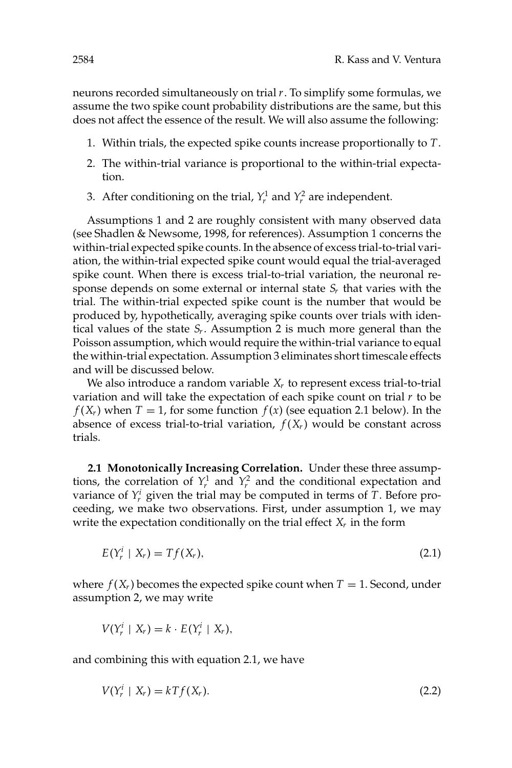neurons recorded simultaneously on trial $r$. To simplify some formulas, we assume the two spike count probability distributions are the same, but this does not affect the essence of the result. We will also assume the following:

1. Within trials, the expected spike counts increase proportionally to $T$.
2. The within-trial variance is proportional to the within-trial expectation.
3. After conditioning on the trial, $Y_r^1$ and $Y_r^2$ are independent.

Assumptions 1 and 2 are roughly consistent with many observed data (see Shadlen & Newsome, 1998, for references). Assumption 1 concerns the within-trial expected spike counts. In the absence of excess trial-to-trial variation, the within-trial expected spike count would equal the trial-averaged spike count. When there is excess trial-to-trial variation, the neuronal response depends on some external or internal state $S_r$ that varies with the trial. The within-trial expected spike count is the number that would be produced by, hypothetically, averaging spike counts over trials with identical values of the state $S_r$. Assumption 2 is much more general than the Poisson assumption, which would require the within-trial variance to equal the within-trial expectation. Assumption 3 eliminates short timescale effects and will be discussed below.

We also introduce a random variable $X_r$ to represent excess trial-to-trial variation and will take the expectation of each spike count on trial $r$ to be $f(X_r)$ when $T = 1$, for some function $f(x)$ (see equation 2.1 below). In the absence of excess trial-to-trial variation, $f(X_r)$ would be constant across trials.

**2.1 Monotonically Increasing Correlation.** Under these three assumptions, the correlation of $Y_r^1$ and $Y_r^2$ and the conditional expectation and variance of $Y_r^i$ given the trial may be computed in terms of $T$. Before proceeding, we make two observations. First, under assumption 1, we may write the expectation conditionally on the trial effect $X_r$ in the form

$$E(Y_r^i \mid X_r) = Tf(X_r), \tag{2.1}$$

where $f(X_r)$ becomes the expected spike count when $T = 1$. Second, under assumption 2, we may write

$$V(Y_r^i \mid X_r) = k \cdot E(Y_r^i \mid X_r),$$

and combining this with equation 2.1, we have

$$V(Y_r^i \mid X_r) = kTf(X_r). \tag{2.2}$$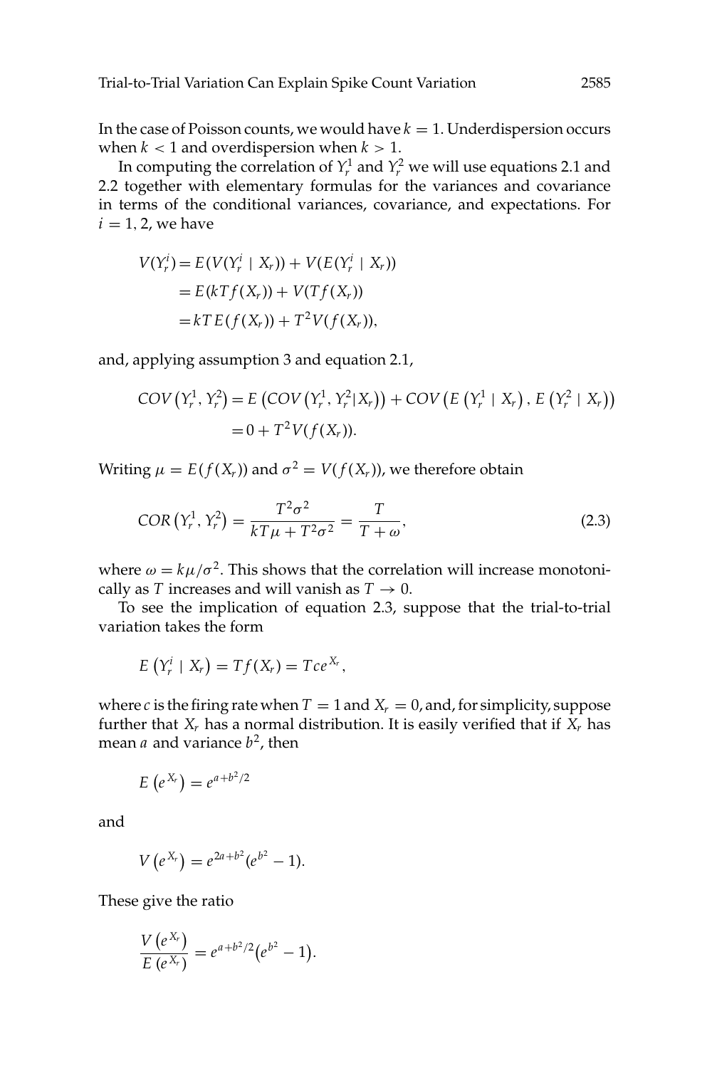In the case of Poisson counts, we would have $k = 1$. Underdispersion occurs when $k < 1$ and overdispersion when $k > 1$.

In computing the correlation of $Y_r^1$ and $Y_r^2$ we will use equations 2.1 and 2.2 together with elementary formulas for the variances and covariance in terms of the conditional variances, covariance, and expectations. For $i = 1, 2$, we have

$$
\begin{aligned}
V(Y_r^i) &= E(V(Y_r^i \mid X_r)) + V(E(Y_r^i \mid X_r)) \\
&= E(kTf(X_r)) + V(Tf(X_r)) \\
&= kT\,E(f(X_r)) + T^2 V(f(X_r)),
\end{aligned}
$$

and, applying assumption 3 and equation 2.1,

$$
\begin{aligned}
COV\left(Y_r^1, Y_r^2\right) &= E\left(COV\left(Y_r^1, Y_r^2 | X_r\right)\right) + COV\left(E\left(Y_r^1 \mid X_r\right), E\left(Y_r^2 \mid X_r\right)\right) \\
&= 0 + T^2 V(f(X_r)).
\end{aligned}
$$

Writing $\mu = E(f(X_r))$ and $\sigma^2 = V(f(X_r))$, we therefore obtain

$$
COR\left(Y_r^1, Y_r^2\right) = \frac{T^2\sigma^2}{kT\mu + T^2\sigma^2} = \frac{T}{T + \omega}, \tag{2.3}
$$

where $\omega = k\mu/\sigma^2$. This shows that the correlation will increase monotonically as $T$ increases and will vanish as $T \to 0$.

To see the implication of equation 2.3, suppose that the trial-to-trial variation takes the form

$$
E\left(Y_r^i \mid X_r\right) = Tf(X_r) = Tce^{X_r},
$$

where $c$ is the firing rate when $T = 1$ and $X_r = 0$, and, for simplicity, suppose further that $X_r$ has a normal distribution. It is easily verified that if $X_r$ has mean $a$ and variance $b^2$, then

$$
E\left(e^{X_r}\right) = e^{a + b^2/2}
$$

and

$$
V\left(e^{X_r}\right) = e^{2a + b^2}(e^{b^2} - 1).
$$

These give the ratio

$$
\frac{V\left(e^{X_r}\right)}{E\left(e^{X_r}\right)} = e^{a + b^2/2}\left(e^{b^2} - 1\right).
$$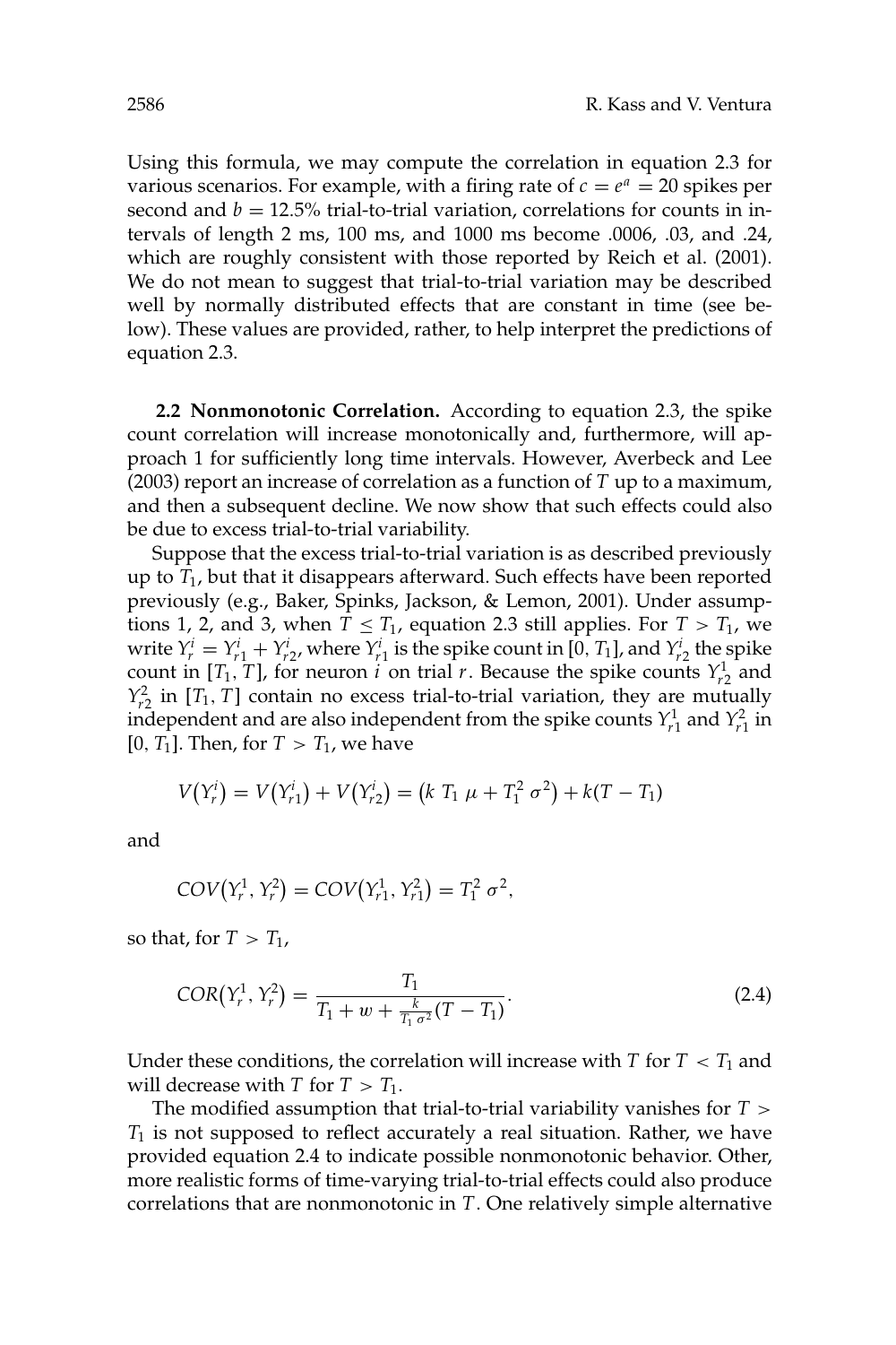Using this formula, we may compute the correlation in equation 2.3 for various scenarios. For example, with a firing rate of $c = e^a = 20$ spikes per second and $b = 12.5\%$ trial-to-trial variation, correlations for counts in intervals of length 2 ms, 100 ms, and 1000 ms become .0006, .03, and .24, which are roughly consistent with those reported by Reich et al. (2001). We do not mean to suggest that trial-to-trial variation may be described well by normally distributed effects that are constant in time (see below). These values are provided, rather, to help interpret the predictions of equation 2.3.

**2.2 Nonmonotonic Correlation.** According to equation 2.3, the spike count correlation will increase monotonically and, furthermore, will approach 1 for sufficiently long time intervals. However, Averbeck and Lee (2003) report an increase of correlation as a function of $T$ up to a maximum, and then a subsequent decline. We now show that such effects could also be due to excess trial-to-trial variability.

Suppose that the excess trial-to-trial variation is as described previously up to $T_1$, but that it disappears afterward. Such effects have been reported previously (e.g., Baker, Spinks, Jackson, & Lemon, 2001). Under assumptions 1, 2, and 3, when $T \leq T_1$, equation 2.3 still applies. For $T > T_1$, we write $Y_r^i = Y_{r1}^i + Y_{r2}^i$, where $Y_{r1}^i$ is the spike count in $[0, T_1]$, and $Y_{r2}^i$ the spike count in $[T_1, T]$, for neuron $i$ on trial $r$. Because the spike counts $Y_{r2}^1$ and $Y_{r2}^2$ in $[T_1, T]$ contain no excess trial-to-trial variation, they are mutually independent and are also independent from the spike counts $Y_{r1}^1$ and $Y_{r1}^2$ in $[0, T_1]$. Then, for $T > T_1$, we have

$$V(Y_r^i) = V(Y_{r1}^i) + V(Y_{r2}^i) = (k\ T_1\ \mu + T_1^2\ \sigma^2) + k(T - T_1)$$

and

$$COV(Y_r^1, Y_r^2) = COV(Y_{r1}^1, Y_{r1}^2) = T_1^2\ \sigma^2,$$

so that, for $T > T_1$,

$$COR(Y_r^1, Y_r^2) = \frac{T_1}{T_1 + w + \frac{k}{T_1\ \sigma^2}(T - T_1)}. \tag{2.4}$$

Under these conditions, the correlation will increase with $T$ for $T < T_1$ and will decrease with $T$ for $T > T_1$.

The modified assumption that trial-to-trial variability vanishes for $T > T_1$ is not supposed to reflect accurately a real situation. Rather, we have provided equation 2.4 to indicate possible nonmonotonic behavior. Other, more realistic forms of time-varying trial-to-trial effects could also produce correlations that are nonmonotonic in $T$. One relatively simple alternative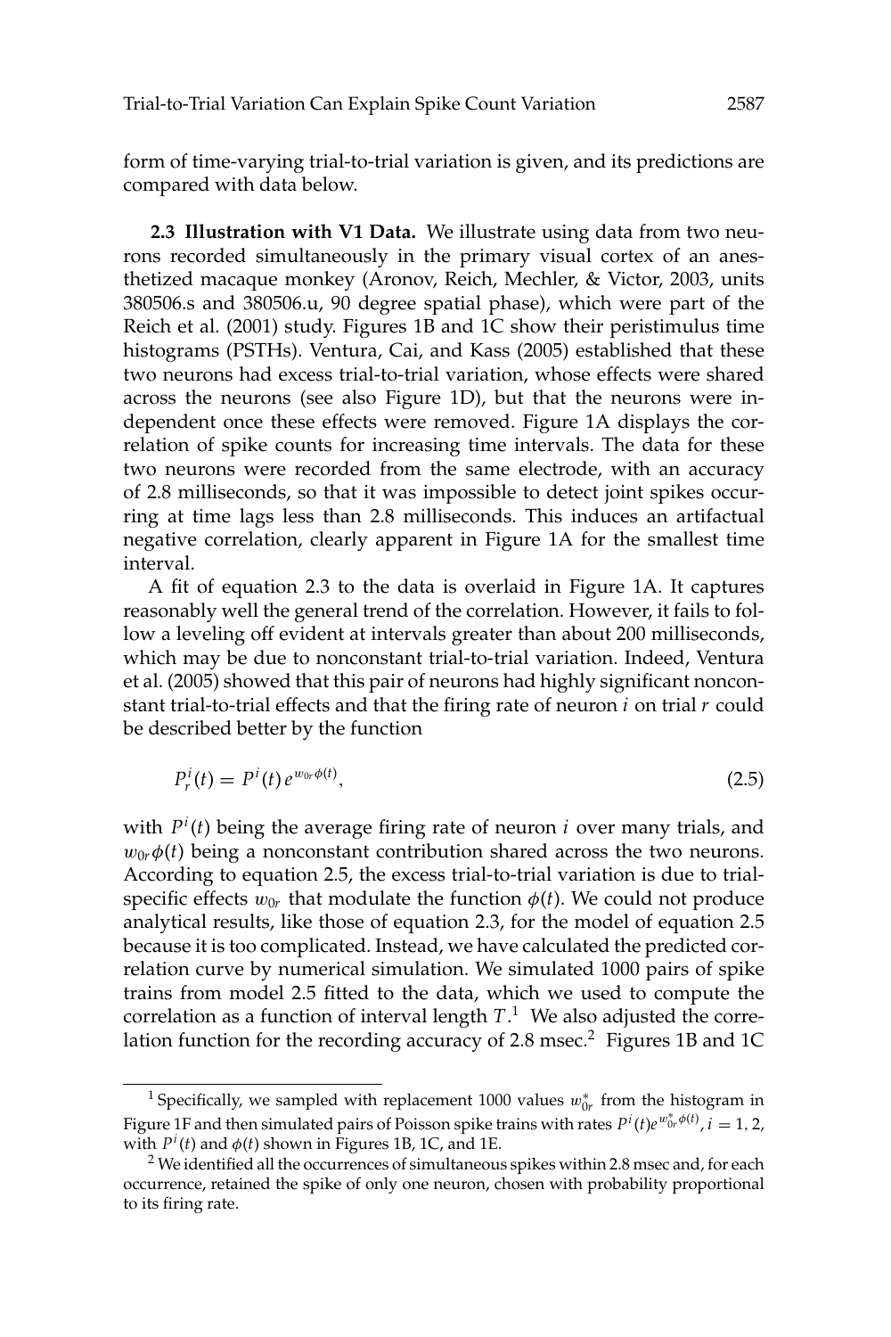form of time-varying trial-to-trial variation is given, and its predictions are compared with data below.

**2.3 Illustration with V1 Data.** We illustrate using data from two neurons recorded simultaneously in the primary visual cortex of an anesthetized macaque monkey (Aronov, Reich, Mechler, & Victor, 2003, units 380506.s and 380506.u, 90 degree spatial phase), which were part of the Reich et al. (2001) study. Figures 1B and 1C show their peristimulus time histograms (PSTHs). Ventura, Cai, and Kass (2005) established that these two neurons had excess trial-to-trial variation, whose effects were shared across the neurons (see also Figure 1D), but that the neurons were independent once these effects were removed. Figure 1A displays the correlation of spike counts for increasing time intervals. The data for these two neurons were recorded from the same electrode, with an accuracy of 2.8 milliseconds, so that it was impossible to detect joint spikes occurring at time lags less than 2.8 milliseconds. This induces an artifactual negative correlation, clearly apparent in Figure 1A for the smallest time interval.

A fit of equation 2.3 to the data is overlaid in Figure 1A. It captures reasonably well the general trend of the correlation. However, it fails to follow a leveling off evident at intervals greater than about 200 milliseconds, which may be due to nonconstant trial-to-trial variation. Indeed, Ventura et al. (2005) showed that this pair of neurons had highly significant nonconstant trial-to-trial effects and that the firing rate of neuron $i$ on trial $r$ could be described better by the function

$$P_r^i(t) = P^i(t)\, e^{w_{0r}\phi(t)}, \tag{2.5}$$

with $P^i(t)$ being the average firing rate of neuron $i$ over many trials, and $w_{0r}\phi(t)$ being a nonconstant contribution shared across the two neurons. According to equation 2.5, the excess trial-to-trial variation is due to trial-specific effects $w_{0r}$ that modulate the function $\phi(t)$. We could not produce analytical results, like those of equation 2.3, for the model of equation 2.5 because it is too complicated. Instead, we have calculated the predicted correlation curve by numerical simulation. We simulated 1000 pairs of spike trains from model 2.5 fitted to the data, which we used to compute the correlation as a function of interval length $T$.[1] We also adjusted the correlation function for the recording accuracy of 2.8 msec.[2] Figures 1B and 1C

[1] Specifically, we sampled with replacement 1000 values $w_{0r}^*$ from the histogram in Figure 1F and then simulated pairs of Poisson spike trains with rates $P^i(t)e^{w_{0r}^*\phi(t)}$, $i = 1, 2$, with $P^i(t)$ and $\phi(t)$ shown in Figures 1B, 1C, and 1E.

[2] We identified all the occurrences of simultaneous spikes within 2.8 msec and, for each occurrence, retained the spike of only one neuron, chosen with probability proportional to its firing rate.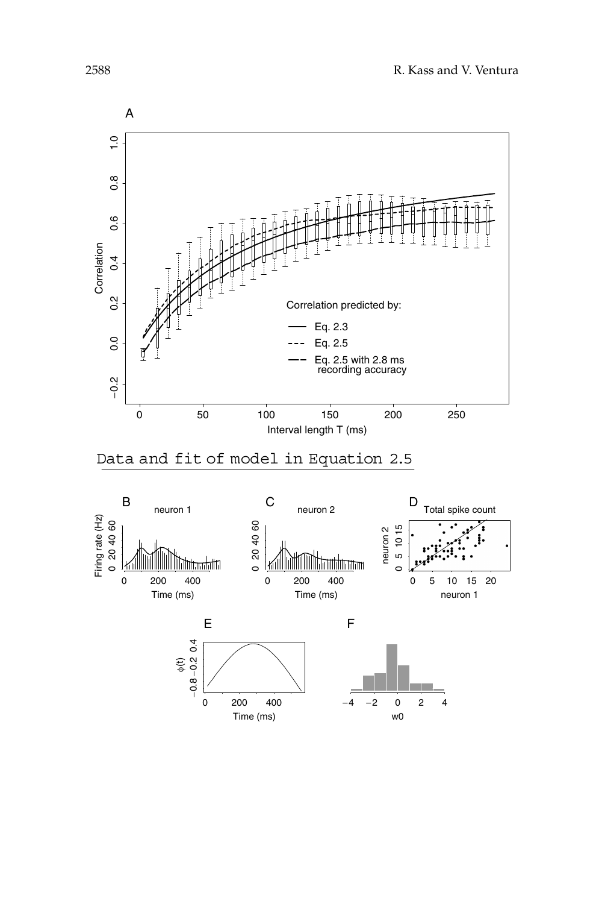Data and fit of model in Equation 2.5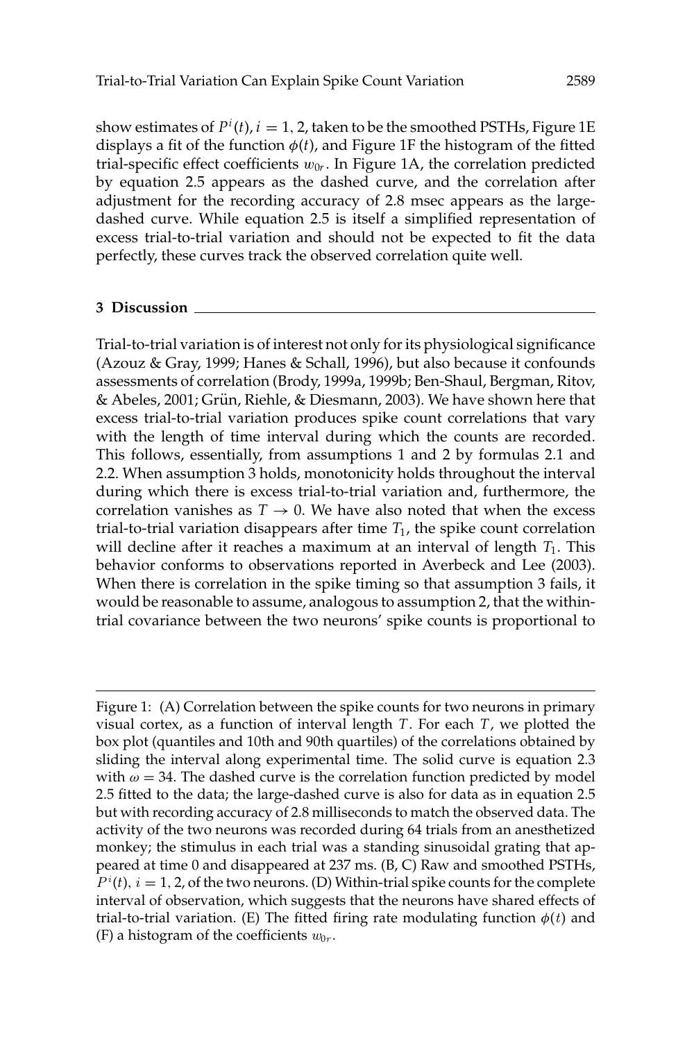show estimates of $P^i(t)$, $i = 1, 2$, taken to be the smoothed PSTHs, Figure 1E displays a fit of the function $\phi(t)$, and Figure 1F the histogram of the fitted trial-specific effect coefficients $w_{0r}$. In Figure 1A, the correlation predicted by equation 2.5 appears as the dashed curve, and the correlation after adjustment for the recording accuracy of 2.8 msec appears as the large-dashed curve. While equation 2.5 is itself a simplified representation of excess trial-to-trial variation and should not be expected to fit the data perfectly, these curves track the observed correlation quite well.

## 3 Discussion

Trial-to-trial variation is of interest not only for its physiological significance (Azouz & Gray, 1999; Hanes & Schall, 1996), but also because it confounds assessments of correlation (Brody, 1999a, 1999b; Ben-Shaul, Bergman, Ritov, & Abeles, 2001; Grün, Riehle, & Diesmann, 2003). We have shown here that excess trial-to-trial variation produces spike count correlations that vary with the length of time interval during which the counts are recorded. This follows, essentially, from assumptions 1 and 2 by formulas 2.1 and 2.2. When assumption 3 holds, monotonicity holds throughout the interval during which there is excess trial-to-trial variation and, furthermore, the correlation vanishes as $T \to 0$. We have also noted that when the excess trial-to-trial variation disappears after time $T_1$, the spike count correlation will decline after it reaches a maximum at an interval of length $T_1$. This behavior conforms to observations reported in Averbeck and Lee (2003). When there is correlation in the spike timing so that assumption 3 fails, it would be reasonable to assume, analogous to assumption 2, that the within-trial covariance between the two neurons' spike counts is proportional to

Figure 1: (A) Correlation between the spike counts for two neurons in primary visual cortex, as a function of interval length $T$. For each $T$, we plotted the box plot (quantiles and 10th and 90th quartiles) of the correlations obtained by sliding the interval along experimental time. The solid curve is equation 2.3 with $\omega = 34$. The dashed curve is the correlation function predicted by model 2.5 fitted to the data; the large-dashed curve is also for data as in equation 2.5 but with recording accuracy of 2.8 milliseconds to match the observed data. The activity of the two neurons was recorded during 64 trials from an anesthetized monkey; the stimulus in each trial was a standing sinusoidal grating that appeared at time 0 and disappeared at 237 ms. (B, C) Raw and smoothed PSTHs, $P^i(t)$, $i = 1, 2$, of the two neurons. (D) Within-trial spike counts for the complete interval of observation, which suggests that the neurons have shared effects of trial-to-trial variation. (E) The fitted firing rate modulating function $\phi(t)$ and (F) a histogram of the coefficients $w_{0r}$.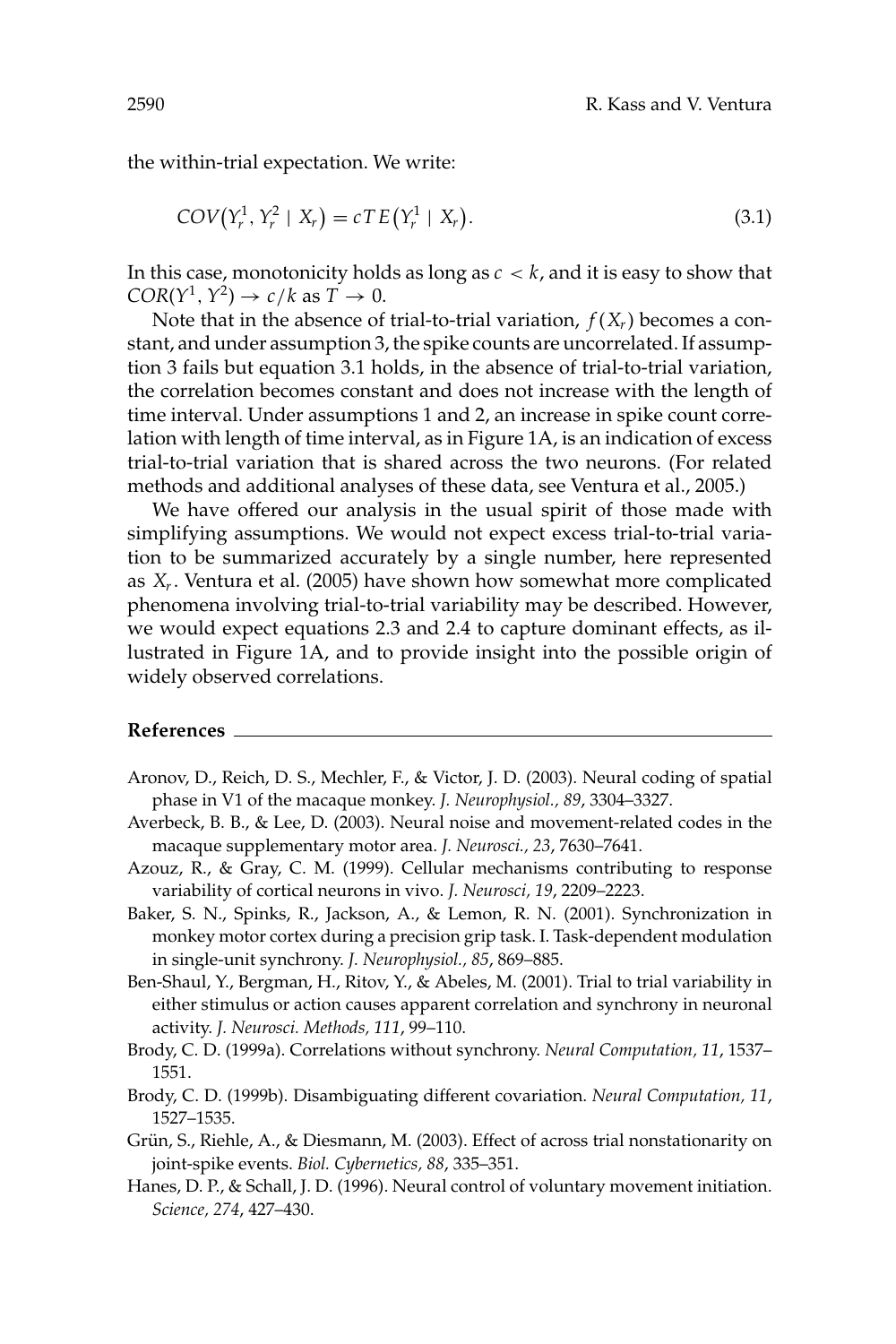the within-trial expectation. We write:

$$COV\left(Y_r^1, Y_r^2 \mid X_r\right) = cT\,E\left(Y_r^1 \mid X_r\right). \tag{3.1}$$

In this case, monotonicity holds as long as $c < k$, and it is easy to show that $COR(Y^1, Y^2) \rightarrow c/k$ as $T \rightarrow 0$.

Note that in the absence of trial-to-trial variation, $f(X_r)$ becomes a constant, and under assumption 3, the spike counts are uncorrelated. If assumption 3 fails but equation 3.1 holds, in the absence of trial-to-trial variation, the correlation becomes constant and does not increase with the length of time interval. Under assumptions 1 and 2, an increase in spike count correlation with length of time interval, as in Figure 1A, is an indication of excess trial-to-trial variation that is shared across the two neurons. (For related methods and additional analyses of these data, see Ventura et al., 2005.)

We have offered our analysis in the usual spirit of those made with simplifying assumptions. We would not expect excess trial-to-trial variation to be summarized accurately by a single number, here represented as $X_r$. Ventura et al. (2005) have shown how somewhat more complicated phenomena involving trial-to-trial variability may be described. However, we would expect equations 2.3 and 2.4 to capture dominant effects, as illustrated in Figure 1A, and to provide insight into the possible origin of widely observed correlations.

## References

Aronov, D., Reich, D. S., Mechler, F., & Victor, J. D. (2003). Neural coding of spatial phase in V1 of the macaque monkey. *J. Neurophysiol., 89*, 3304–3327.

Averbeck, B. B., & Lee, D. (2003). Neural noise and movement-related codes in the macaque supplementary motor area. *J. Neurosci., 23*, 7630–7641.

Azouz, R., & Gray, C. M. (1999). Cellular mechanisms contributing to response variability of cortical neurons in vivo. *J. Neurosci, 19*, 2209–2223.

Baker, S. N., Spinks, R., Jackson, A., & Lemon, R. N. (2001). Synchronization in monkey motor cortex during a precision grip task. I. Task-dependent modulation in single-unit synchrony. *J. Neurophysiol., 85*, 869–885.

Ben-Shaul, Y., Bergman, H., Ritov, Y., & Abeles, M. (2001). Trial to trial variability in either stimulus or action causes apparent correlation and synchrony in neuronal activity. *J. Neurosci. Methods, 111*, 99–110.

Brody, C. D. (1999a). Correlations without synchrony. *Neural Computation, 11*, 1537–1551.

Brody, C. D. (1999b). Disambiguating different covariation. *Neural Computation, 11*, 1527–1535.

Grün, S., Riehle, A., & Diesmann, M. (2003). Effect of across trial nonstationarity on joint-spike events. *Biol. Cybernetics, 88*, 335–351.

Hanes, D. P., & Schall, J. D. (1996). Neural control of voluntary movement initiation. *Science, 274*, 427–430.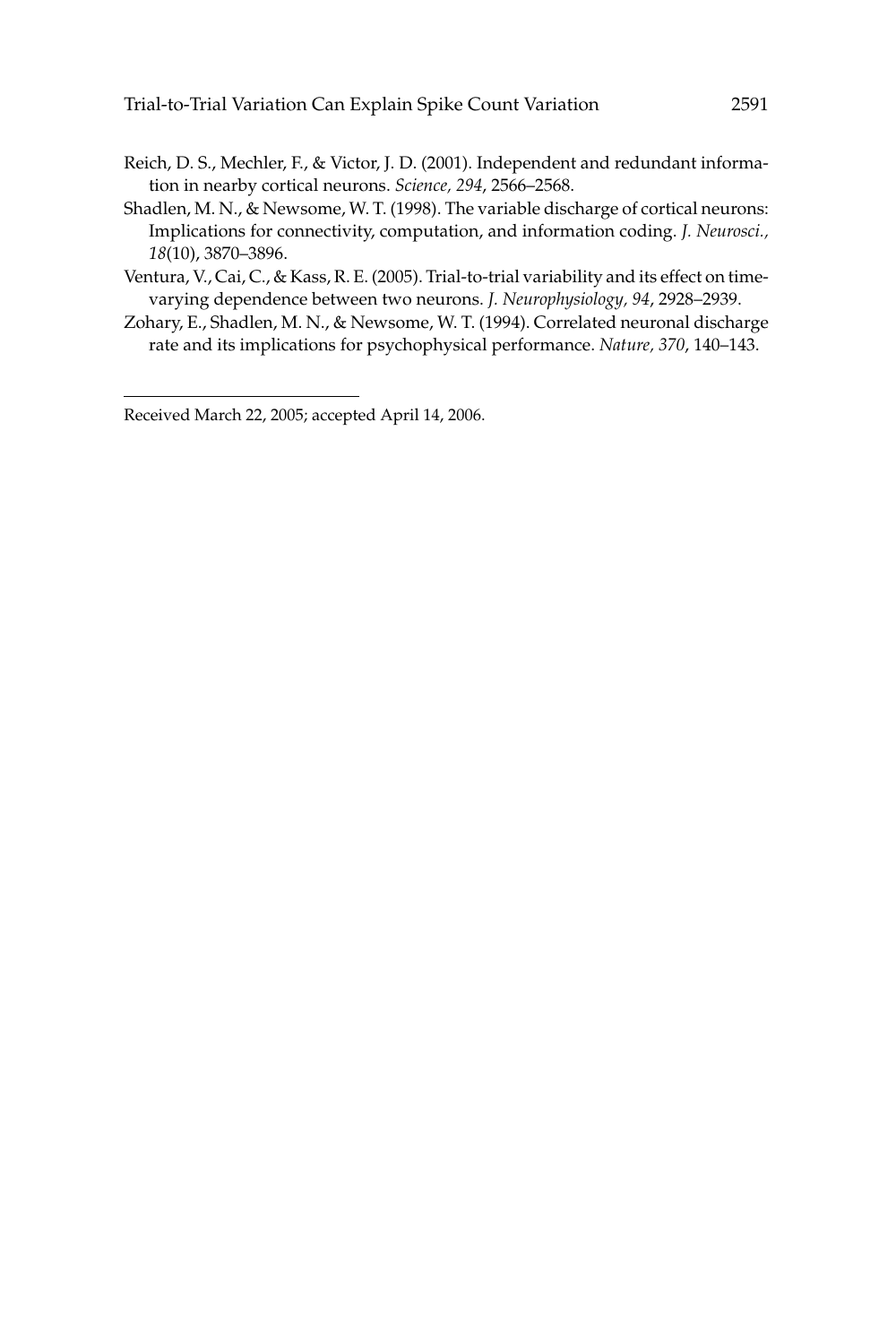Reich, D. S., Mechler, F., & Victor, J. D. (2001). Independent and redundant information in nearby cortical neurons. *Science, 294*, 2566–2568.

Shadlen, M. N., & Newsome, W. T. (1998). The variable discharge of cortical neurons: Implications for connectivity, computation, and information coding. *J. Neurosci., 18*(10), 3870–3896.

Ventura, V., Cai, C., & Kass, R. E. (2005). Trial-to-trial variability and its effect on time-varying dependence between two neurons. *J. Neurophysiology, 94*, 2928–2939.

Zohary, E., Shadlen, M. N., & Newsome, W. T. (1994). Correlated neuronal discharge rate and its implications for psychophysical performance. *Nature, 370*, 140–143.

---

Received March 22, 2005; accepted April 14, 2006.